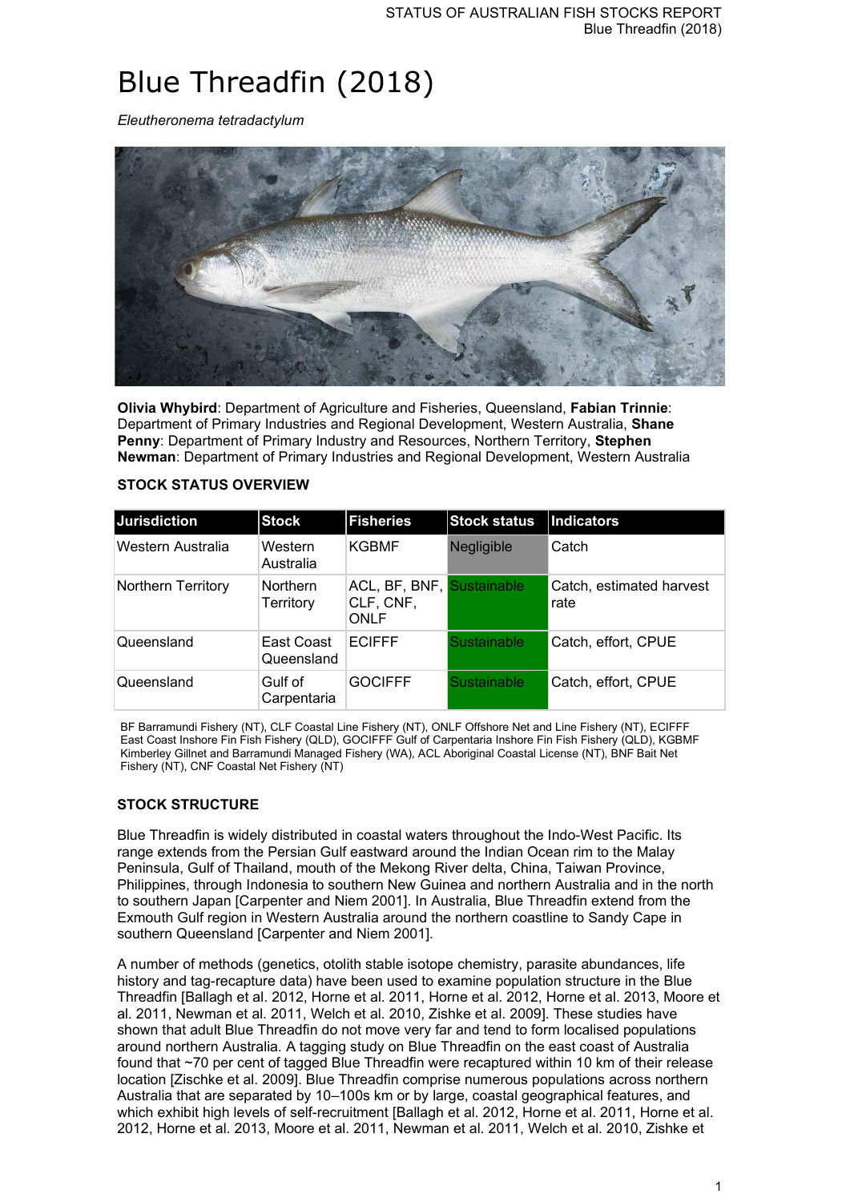# Blue Threadfin (2018)

*Eleutheronema tetradactylum*

**Olivia Whybird**: Department of Agriculture and Fisheries, Queensland, **Fabian Trinnie**: Department of Primary Industries and Regional Development, Western Australia, **Shane Penny**: Department of Primary Industry and Resources, Northern Territory, **Stephen Newman**: Department of Primary Industries and Regional Development, Western Australia

## STOCK STATUS OVERVIEW

| Jurisdiction | Stock | Fisheries | Stock status | Indicators |
|---|---|---|---|---|
| Western Australia | Western Australia | KGBMF | Negligible | Catch |
| Northern Territory | Northern Territory | ACL, BF, BNF, CLF, CNF, ONLF | Sustainable | Catch, estimated harvest rate |
| Queensland | East Coast Queensland | ECIFFF | Sustainable | Catch, effort, CPUE |
| Queensland | Gulf of Carpentaria | GOCIFFF | Sustainable | Catch, effort, CPUE |

BF Barramundi Fishery (NT), CLF Coastal Line Fishery (NT), ONLF Offshore Net and Line Fishery (NT), ECIFFF East Coast Inshore Fin Fish Fishery (QLD), GOCIFFF Gulf of Carpentaria Inshore Fin Fish Fishery (QLD), KGBMF Kimberley Gillnet and Barramundi Managed Fishery (WA), ACL Aboriginal Coastal License (NT), BNF Bait Net Fishery (NT), CNF Coastal Net Fishery (NT)

## STOCK STRUCTURE

Blue Threadfin is widely distributed in coastal waters throughout the Indo-West Pacific. Its range extends from the Persian Gulf eastward around the Indian Ocean rim to the Malay Peninsula, Gulf of Thailand, mouth of the Mekong River delta, China, Taiwan Province, Philippines, through Indonesia to southern New Guinea and northern Australia and in the north to southern Japan [Carpenter and Niem 2001]. In Australia, Blue Threadfin extend from the Exmouth Gulf region in Western Australia around the northern coastline to Sandy Cape in southern Queensland [Carpenter and Niem 2001].

A number of methods (genetics, otolith stable isotope chemistry, parasite abundances, life history and tag-recapture data) have been used to examine population structure in the Blue Threadfin [Ballagh et al. 2012, Horne et al. 2011, Horne et al. 2012, Horne et al. 2013, Moore et al. 2011, Newman et al. 2011, Welch et al. 2010, Zishke et al. 2009]. These studies have shown that adult Blue Threadfin do not move very far and tend to form localised populations around northern Australia. A tagging study on Blue Threadfin on the east coast of Australia found that ~70 per cent of tagged Blue Threadfin were recaptured within 10 km of their release location [Zischke et al. 2009]. Blue Threadfin comprise numerous populations across northern Australia that are separated by 10–100s km or by large, coastal geographical features, and which exhibit high levels of self-recruitment [Ballagh et al. 2012, Horne et al. 2011, Horne et al. 2012, Horne et al. 2013, Moore et al. 2011, Newman et al. 2011, Welch et al. 2010, Zishke et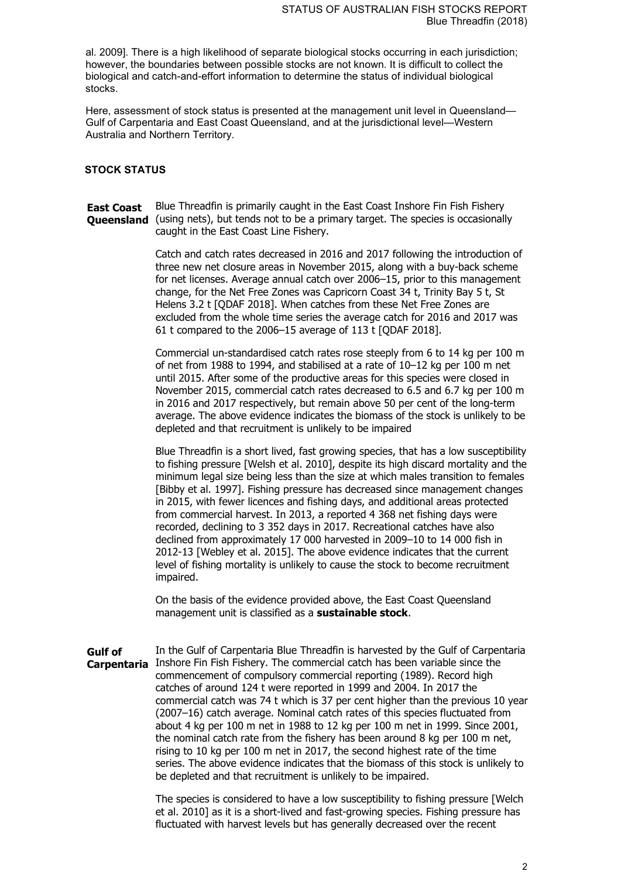al. 2009]. There is a high likelihood of separate biological stocks occurring in each jurisdiction; however, the boundaries between possible stocks are not known. It is difficult to collect the biological and catch-and-effort information to determine the status of individual biological stocks.

Here, assessment of stock status is presented at the management unit level in Queensland—Gulf of Carpentaria and East Coast Queensland, and at the jurisdictional level—Western Australia and Northern Territory.

## STOCK STATUS

**East Coast Queensland**

Blue Threadfin is primarily caught in the East Coast Inshore Fin Fish Fishery (using nets), but tends not to be a primary target. The species is occasionally caught in the East Coast Line Fishery.

Catch and catch rates decreased in 2016 and 2017 following the introduction of three new net closure areas in November 2015, along with a buy-back scheme for net licenses. Average annual catch over 2006–15, prior to this management change, for the Net Free Zones was Capricorn Coast 34 t, Trinity Bay 5 t, St Helens 3.2 t [QDAF 2018]. When catches from these Net Free Zones are excluded from the whole time series the average catch for 2016 and 2017 was 61 t compared to the 2006–15 average of 113 t [QDAF 2018].

Commercial un-standardised catch rates rose steeply from 6 to 14 kg per 100 m of net from 1988 to 1994, and stabilised at a rate of 10–12 kg per 100 m net until 2015. After some of the productive areas for this species were closed in November 2015, commercial catch rates decreased to 6.5 and 6.7 kg per 100 m in 2016 and 2017 respectively, but remain above 50 per cent of the long-term average. The above evidence indicates the biomass of the stock is unlikely to be depleted and that recruitment is unlikely to be impaired

Blue Threadfin is a short lived, fast growing species, that has a low susceptibility to fishing pressure [Welsh et al. 2010], despite its high discard mortality and the minimum legal size being less than the size at which males transition to females [Bibby et al. 1997]. Fishing pressure has decreased since management changes in 2015, with fewer licences and fishing days, and additional areas protected from commercial harvest. In 2013, a reported 4 368 net fishing days were recorded, declining to 3 352 days in 2017. Recreational catches have also declined from approximately 17 000 harvested in 2009–10 to 14 000 fish in 2012-13 [Webley et al. 2015]. The above evidence indicates that the current level of fishing mortality is unlikely to cause the stock to become recruitment impaired.

On the basis of the evidence provided above, the East Coast Queensland management unit is classified as a **sustainable stock**.

**Gulf of Carpentaria**

In the Gulf of Carpentaria Blue Threadfin is harvested by the Gulf of Carpentaria Inshore Fin Fish Fishery. The commercial catch has been variable since the commencement of compulsory commercial reporting (1989). Record high catches of around 124 t were reported in 1999 and 2004. In 2017 the commercial catch was 74 t which is 37 per cent higher than the previous 10 year (2007–16) catch average. Nominal catch rates of this species fluctuated from about 4 kg per 100 m net in 1988 to 12 kg per 100 m net in 1999. Since 2001, the nominal catch rate from the fishery has been around 8 kg per 100 m net, rising to 10 kg per 100 m net in 2017, the second highest rate of the time series. The above evidence indicates that the biomass of this stock is unlikely to be depleted and that recruitment is unlikely to be impaired.

The species is considered to have a low susceptibility to fishing pressure [Welch et al. 2010] as it is a short-lived and fast-growing species. Fishing pressure has fluctuated with harvest levels but has generally decreased over the recent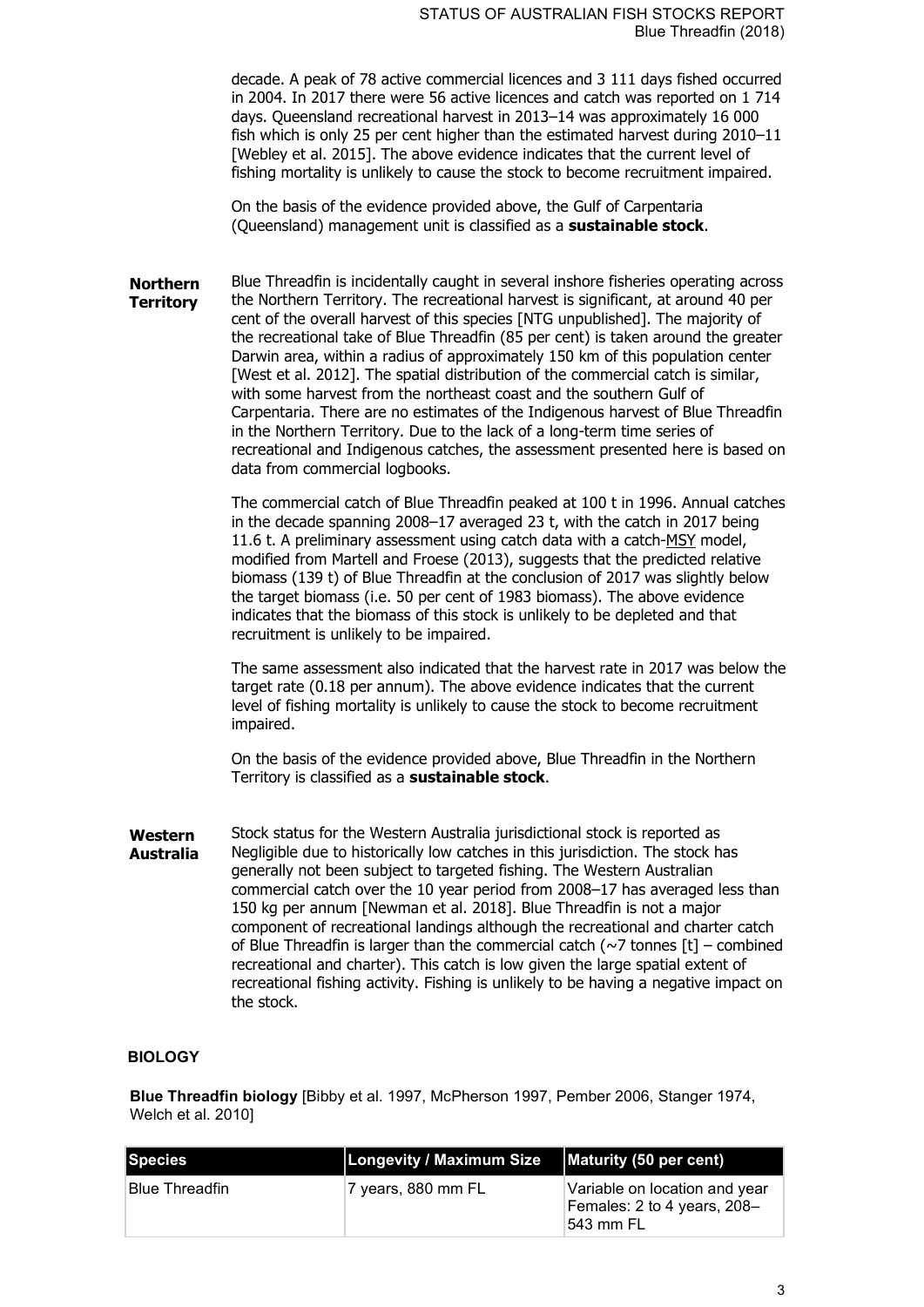decade. A peak of 78 active commercial licences and 3 111 days fished occurred in 2004. In 2017 there were 56 active licences and catch was reported on 1 714 days. Queensland recreational harvest in 2013–14 was approximately 16 000 fish which is only 25 per cent higher than the estimated harvest during 2010–11 [Webley et al. 2015]. The above evidence indicates that the current level of fishing mortality is unlikely to cause the stock to become recruitment impaired.

On the basis of the evidence provided above, the Gulf of Carpentaria (Queensland) management unit is classified as a **sustainable stock**.

**Northern Territory**

Blue Threadfin is incidentally caught in several inshore fisheries operating across the Northern Territory. The recreational harvest is significant, at around 40 per cent of the overall harvest of this species [NTG unpublished]. The majority of the recreational take of Blue Threadfin (85 per cent) is taken around the greater Darwin area, within a radius of approximately 150 km of this population center [West et al. 2012]. The spatial distribution of the commercial catch is similar, with some harvest from the northeast coast and the southern Gulf of Carpentaria. There are no estimates of the Indigenous harvest of Blue Threadfin in the Northern Territory. Due to the lack of a long-term time series of recreational and Indigenous catches, the assessment presented here is based on data from commercial logbooks.

The commercial catch of Blue Threadfin peaked at 100 t in 1996. Annual catches in the decade spanning 2008–17 averaged 23 t, with the catch in 2017 being 11.6 t. A preliminary assessment using catch data with a catch-MSY model, modified from Martell and Froese (2013), suggests that the predicted relative biomass (139 t) of Blue Threadfin at the conclusion of 2017 was slightly below the target biomass (i.e. 50 per cent of 1983 biomass). The above evidence indicates that the biomass of this stock is unlikely to be depleted and that recruitment is unlikely to be impaired.

The same assessment also indicated that the harvest rate in 2017 was below the target rate (0.18 per annum). The above evidence indicates that the current level of fishing mortality is unlikely to cause the stock to become recruitment impaired.

On the basis of the evidence provided above, Blue Threadfin in the Northern Territory is classified as a **sustainable stock**.

**Western Australia**

Stock status for the Western Australia jurisdictional stock is reported as Negligible due to historically low catches in this jurisdiction. The stock has generally not been subject to targeted fishing. The Western Australian commercial catch over the 10 year period from 2008–17 has averaged less than 150 kg per annum [Newman et al. 2018]. Blue Threadfin is not a major component of recreational landings although the recreational and charter catch of Blue Threadfin is larger than the commercial catch (~7 tonnes [t] – combined recreational and charter). This catch is low given the large spatial extent of recreational fishing activity. Fishing is unlikely to be having a negative impact on the stock.

## BIOLOGY

**Blue Threadfin biology** [Bibby et al. 1997, McPherson 1997, Pember 2006, Stanger 1974, Welch et al. 2010]

| Species | Longevity / Maximum Size | Maturity (50 per cent) |
| --- | --- | --- |
| Blue Threadfin | 7 years, 880 mm FL | Variable on location and year Females: 2 to 4 years, 208–543 mm FL |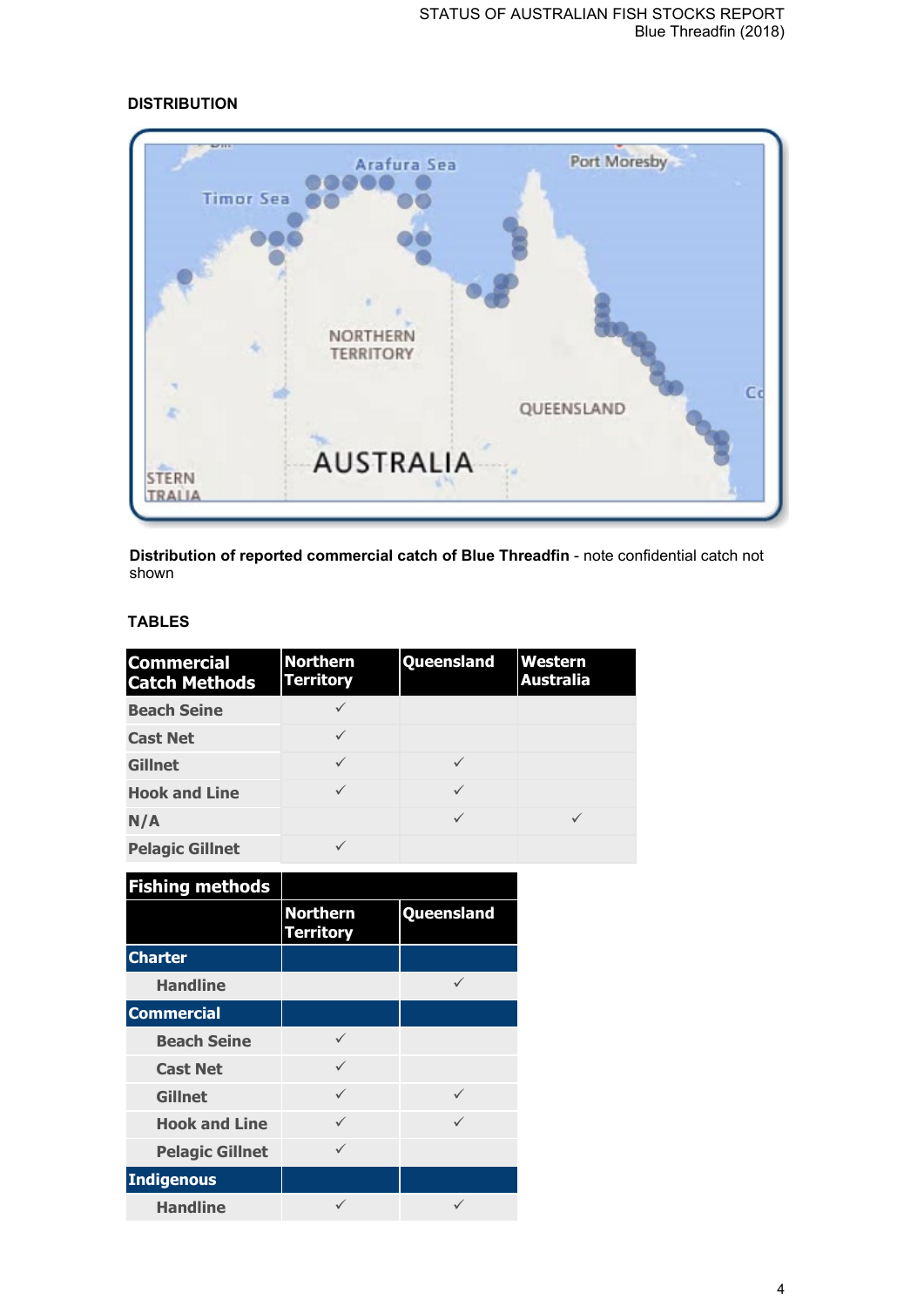## DISTRIBUTION

**Distribution of reported commercial catch of Blue Threadfin** - note confidential catch not shown

## TABLES

| Commercial Catch Methods | Northern Territory | Queensland | Western Australia |
|---|---|---|---|
| Beach Seine | ✓ | | |
| Cast Net | ✓ | | |
| Gillnet | ✓ | ✓ | |
| Hook and Line | ✓ | ✓ | |
| N/A | | ✓ | ✓ |
| Pelagic Gillnet | ✓ | | |

| Fishing methods | | |
|---|---|---|
| | Northern Territory | Queensland |
| **Charter** | | |
| Handline | | ✓ |
| **Commercial** | | |
| Beach Seine | ✓ | |
| Cast Net | ✓ | |
| Gillnet | ✓ | ✓ |
| Hook and Line | ✓ | ✓ |
| Pelagic Gillnet | ✓ | |
| **Indigenous** | | |
| Handline | ✓ | ✓ |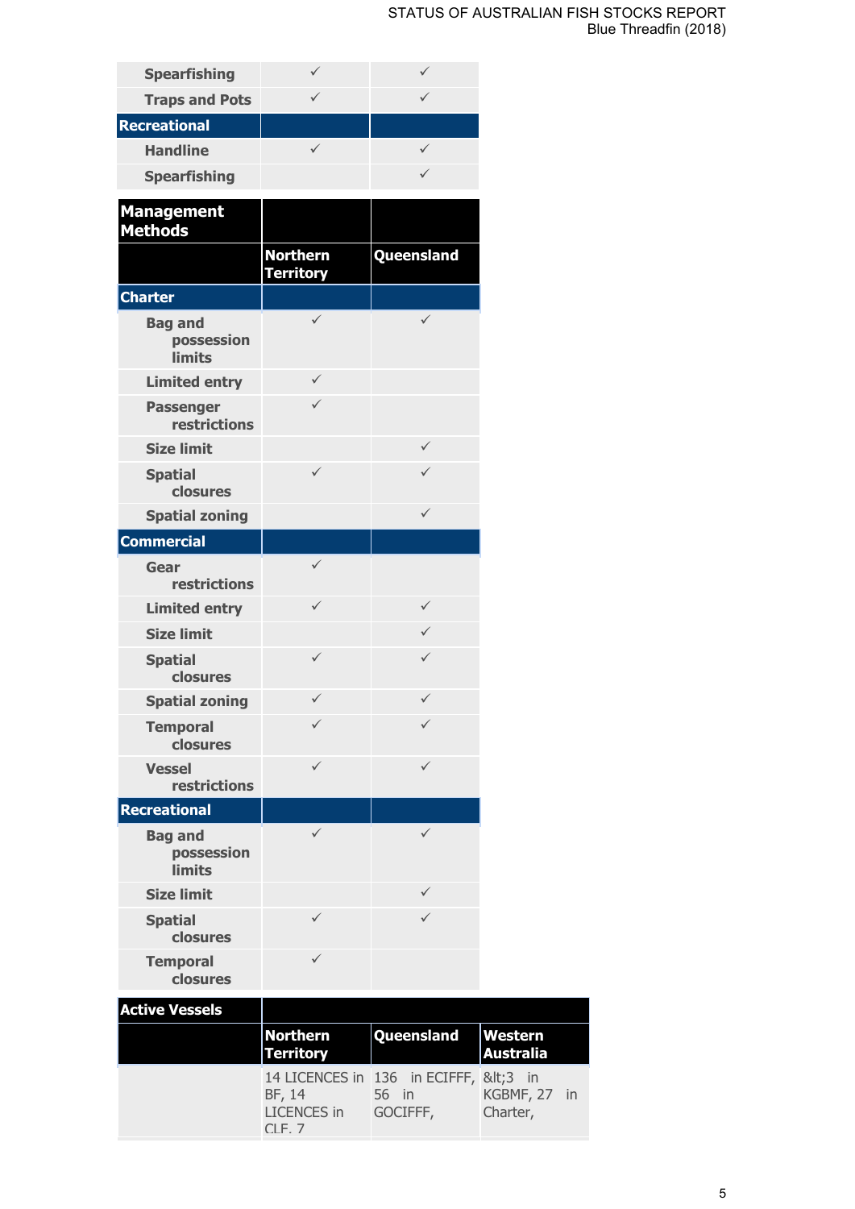| | | |
|---|---|---|
| Spearfishing | ✓ | ✓ |
| Traps and Pots | ✓ | ✓ |
| **Recreational** | | |
| Handline | ✓ | ✓ |
| Spearfishing | | ✓ |

| Management Methods | | |
|---|---|---|
| | Northern Territory | Queensland |
| **Charter** | | |
| Bag and possession limits | ✓ | ✓ |
| Limited entry | ✓ | |
| Passenger restrictions | ✓ | |
| Size limit | | ✓ |
| Spatial closures | ✓ | ✓ |
| Spatial zoning | | ✓ |
| **Commercial** | | |
| Gear restrictions | ✓ | |
| Limited entry | ✓ | ✓ |
| Size limit | | ✓ |
| Spatial closures | ✓ | ✓ |
| Spatial zoning | ✓ | ✓ |
| Temporal closures | ✓ | ✓ |
| Vessel restrictions | ✓ | ✓ |
| **Recreational** | | |
| Bag and possession limits | ✓ | ✓ |
| Size limit | | ✓ |
| Spatial closures | ✓ | ✓ |
| Temporal closures | ✓ | |

| Active Vessels | | | |
|---|---|---|---|
| | Northern Territory | Queensland | Western Australia |
| | 14 LICENCES in BF, 14 LICENCES in CLF, 7 | 136 in ECIFFF, 56 in GOCIFFF, | &lt;3 in KGBMF, 27 in Charter, |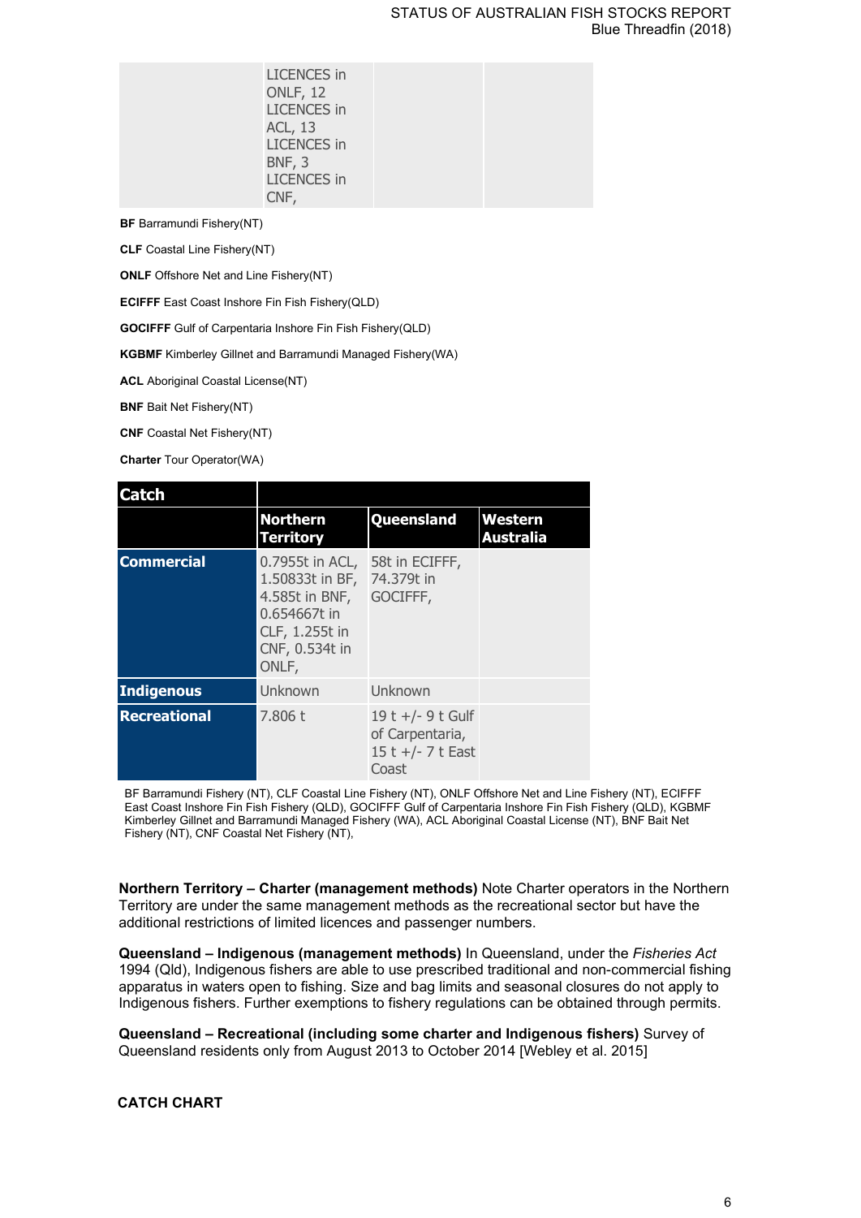| | LICENCES in ONLF, 12 LICENCES in ACL, 13 LICENCES in BNF, 3 LICENCES in CNF, | | |
|---|---|---|---|

**BF** Barramundi Fishery(NT)

**CLF** Coastal Line Fishery(NT)

**ONLF** Offshore Net and Line Fishery(NT)

**ECIFFF** East Coast Inshore Fin Fish Fishery(QLD)

**GOCIFFF** Gulf of Carpentaria Inshore Fin Fish Fishery(QLD)

**KGBMF** Kimberley Gillnet and Barramundi Managed Fishery(WA)

**ACL** Aboriginal Coastal License(NT)

**BNF** Bait Net Fishery(NT)

**CNF** Coastal Net Fishery(NT)

**Charter** Tour Operator(WA)

| Catch | Northern Territory | Queensland | Western Australia |
|---|---|---|---|
| **Commercial** | 0.7955t in ACL, 1.50833t in BF, 4.585t in BNF, 0.654667t in CLF, 1.255t in CNF, 0.534t in ONLF, | 58t in ECIFFF, 74.379t in GOCIFFF, | |
| **Indigenous** | Unknown | Unknown | |
| **Recreational** | 7.806 t | 19 t +/- 9 t Gulf of Carpentaria, 15 t +/- 7 t East Coast | |

BF Barramundi Fishery (NT), CLF Coastal Line Fishery (NT), ONLF Offshore Net and Line Fishery (NT), ECIFFF East Coast Inshore Fin Fish Fishery (QLD), GOCIFFF Gulf of Carpentaria Inshore Fin Fish Fishery (QLD), KGBMF Kimberley Gillnet and Barramundi Managed Fishery (WA), ACL Aboriginal Coastal License (NT), BNF Bait Net Fishery (NT), CNF Coastal Net Fishery (NT),

**Northern Territory – Charter (management methods)** Note Charter operators in the Northern Territory are under the same management methods as the recreational sector but have the additional restrictions of limited licences and passenger numbers.

**Queensland – Indigenous (management methods)** In Queensland, under the *Fisheries Act* 1994 (Qld), Indigenous fishers are able to use prescribed traditional and non-commercial fishing apparatus in waters open to fishing. Size and bag limits and seasonal closures do not apply to Indigenous fishers. Further exemptions to fishery regulations can be obtained through permits.

**Queensland – Recreational (including some charter and Indigenous fishers)** Survey of Queensland residents only from August 2013 to October 2014 [Webley et al. 2015]

## CATCH CHART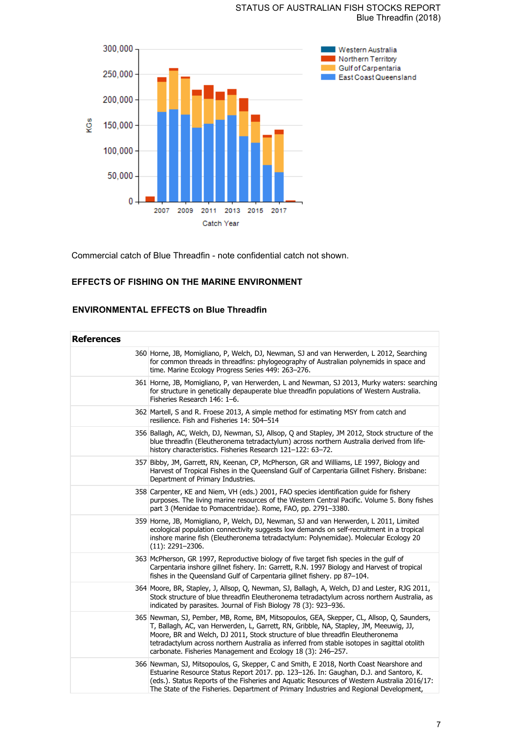Commercial catch of Blue Threadfin - note confidential catch not shown.

## EFFECTS OF FISHING ON THE MARINE ENVIRONMENT

## ENVIRONMENTAL EFFECTS on Blue Threadfin

| References | |
|---|---|
| 360 | Horne, JB, Momigliano, P, Welch, DJ, Newman, SJ and van Herwerden, L 2012, Searching for common threads in threadfins: phylogeography of Australian polynemids in space and time. Marine Ecology Progress Series 449: 263–276. |
| 361 | Horne, JB, Momigliano, P, van Herwerden, L and Newman, SJ 2013, Murky waters: searching for structure in genetically depauperate blue threadfin populations of Western Australia. Fisheries Research 146: 1–6. |
| 362 | Martell, S and R. Froese 2013, A simple method for estimating MSY from catch and resilience. Fish and Fisheries 14: 504–514 |
| 356 | Ballagh, AC, Welch, DJ, Newman, SJ, Allsop, Q and Stapley, JM 2012, Stock structure of the blue threadfin (Eleutheronema tetradactylum) across northern Australia derived from life-history characteristics. Fisheries Research 121–122: 63–72. |
| 357 | Bibby, JM, Garrett, RN, Keenan, CP, McPherson, GR and Williams, LE 1997, Biology and Harvest of Tropical Fishes in the Queensland Gulf of Carpentaria Gillnet Fishery. Brisbane: Department of Primary Industries. |
| 358 | Carpenter, KE and Niem, VH (eds.) 2001, FAO species identification guide for fishery purposes. The living marine resources of the Western Central Pacific. Volume 5. Bony fishes part 3 (Menidae to Pomacentridae). Rome, FAO, pp. 2791–3380. |
| 359 | Horne, JB, Momigliano, P, Welch, DJ, Newman, SJ and van Herwerden, L 2011, Limited ecological population connectivity suggests low demands on self-recruitment in a tropical inshore marine fish (Eleutheronema tetradactylum: Polynemidae). Molecular Ecology 20 (11): 2291–2306. |
| 363 | McPherson, GR 1997, Reproductive biology of five target fish species in the gulf of Carpentaria inshore gillnet fishery. In: Garrett, R.N. 1997 Biology and Harvest of tropical fishes in the Queensland Gulf of Carpentaria gillnet fishery. pp 87–104. |
| 364 | Moore, BR, Stapley, J, Allsop, Q, Newman, SJ, Ballagh, A, Welch, DJ and Lester, RJG 2011, Stock structure of blue threadfin Eleutheronema tetradactylum across northern Australia, as indicated by parasites. Journal of Fish Biology 78 (3): 923–936. |
| 365 | Newman, SJ, Pember, MB, Rome, BM, Mitsopoulos, GEA, Skepper, CL, Allsop, Q, Saunders, T, Ballagh, AC, van Herwerden, L, Garrett, RN, Gribble, NA, Stapley, JM, Meeuwig, JJ, Moore, BR and Welch, DJ 2011, Stock structure of blue threadfin Eleutheronema tetradactylum across northern Australia as inferred from stable isotopes in sagittal otolith carbonate. Fisheries Management and Ecology 18 (3): 246–257. |
| 366 | Newman, SJ, Mitsopoulos, G, Skepper, C and Smith, E 2018, North Coast Nearshore and Estuarine Resource Status Report 2017. pp. 123–126. In: Gaughan, D.J. and Santoro, K. (eds.). Status Reports of the Fisheries and Aquatic Resources of Western Australia 2016/17: The State of the Fisheries. Department of Primary Industries and Regional Development, |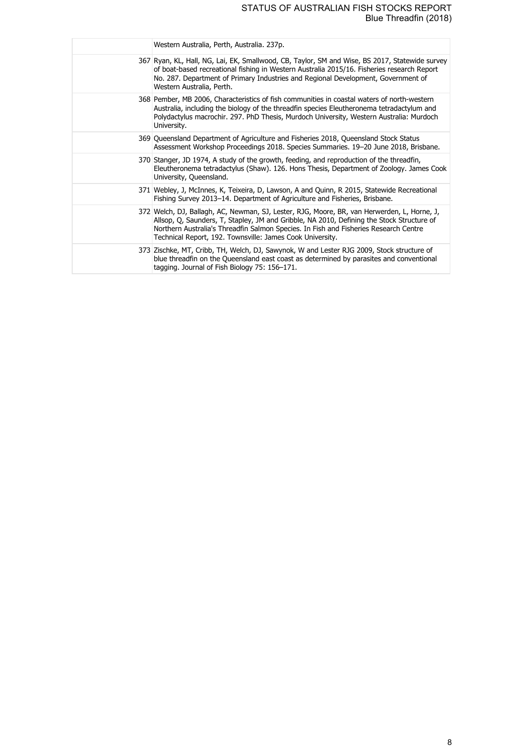| | |
|---|---|
| | Western Australia, Perth, Australia. 237p. |
| 367 | Ryan, KL, Hall, NG, Lai, EK, Smallwood, CB, Taylor, SM and Wise, BS 2017, Statewide survey of boat-based recreational fishing in Western Australia 2015/16. Fisheries research Report No. 287. Department of Primary Industries and Regional Development, Government of Western Australia, Perth. |
| 368 | Pember, MB 2006, Characteristics of fish communities in coastal waters of north-western Australia, including the biology of the threadfin species Eleutheronema tetradactylum and Polydactylus macrochir. 297. PhD Thesis, Murdoch University, Western Australia: Murdoch University. |
| 369 | Queensland Department of Agriculture and Fisheries 2018, Queensland Stock Status Assessment Workshop Proceedings 2018. Species Summaries. 19–20 June 2018, Brisbane. |
| 370 | Stanger, JD 1974, A study of the growth, feeding, and reproduction of the threadfin, Eleutheronema tetradactylus (Shaw). 126. Hons Thesis, Department of Zoology. James Cook University, Queensland. |
| 371 | Webley, J, McInnes, K, Teixeira, D, Lawson, A and Quinn, R 2015, Statewide Recreational Fishing Survey 2013–14. Department of Agriculture and Fisheries, Brisbane. |
| 372 | Welch, DJ, Ballagh, AC, Newman, SJ, Lester, RJG, Moore, BR, van Herwerden, L, Horne, J, Allsop, Q, Saunders, T, Stapley, JM and Gribble, NA 2010, Defining the Stock Structure of Northern Australia's Threadfin Salmon Species. In Fish and Fisheries Research Centre Technical Report, 192. Townsville: James Cook University. |
| 373 | Zischke, MT, Cribb, TH, Welch, DJ, Sawynok, W and Lester RJG 2009, Stock structure of blue threadfin on the Queensland east coast as determined by parasites and conventional tagging. Journal of Fish Biology 75: 156–171. |